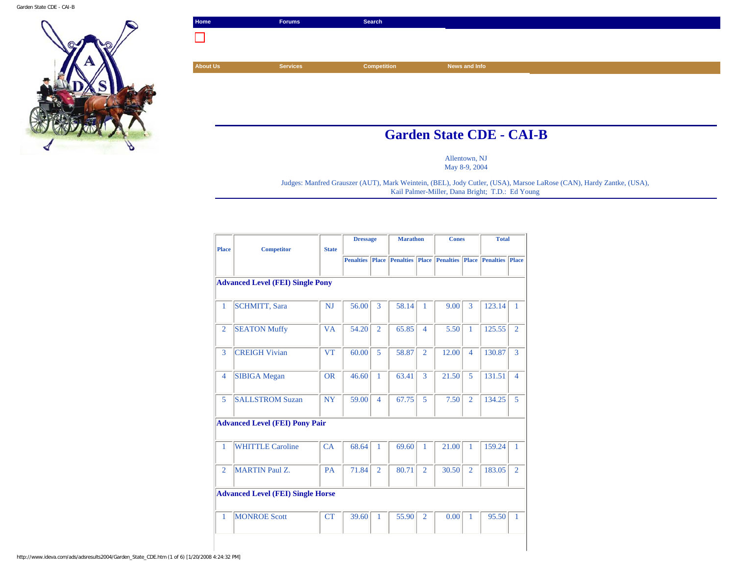Home | Forums | Search

About Us | Services | Competition | News and Info

# Garden State CDE - CAI-B

Allentown, NJ
May 8-9, 2004

Judges: Manfred Grauszer (AUT), Mark Weintein, (BEL), Jody Cutler, (USA), Marsoe LaRose (CAN), Hardy Zantke, (USA), Kail Palmer-Miller, Dana Bright; T.D.: Ed Young

| Place | Competitor | State | Dressage | | Marathon | | Cones | | Total | |
|---|---|---|---|---|---|---|---|---|---|---|
| | | | Penalties | Place | Penalties | Place | Penalties | Place | Penalties | Place |
| **Advanced Level (FEI) Single Pony** | | | | | | | | | | |
| 1 | SCHMITT, Sara | NJ | 56.00 | 3 | 58.14 | 1 | 9.00 | 3 | 123.14 | 1 |
| 2 | SEATON Muffy | VA | 54.20 | 2 | 65.85 | 4 | 5.50 | 1 | 125.55 | 2 |
| 3 | CREIGH Vivian | VT | 60.00 | 5 | 58.87 | 2 | 12.00 | 4 | 130.87 | 3 |
| 4 | SIBIGA Megan | OR | 46.60 | 1 | 63.41 | 3 | 21.50 | 5 | 131.51 | 4 |
| 5 | SALLSTROM Suzan | NY | 59.00 | 4 | 67.75 | 5 | 7.50 | 2 | 134.25 | 5 |
| **Advanced Level (FEI) Pony Pair** | | | | | | | | | | |
| 1 | WHITTLE Caroline | CA | 68.64 | 1 | 69.60 | 1 | 21.00 | 1 | 159.24 | 1 |
| 2 | MARTIN Paul Z. | PA | 71.84 | 2 | 80.71 | 2 | 30.50 | 2 | 183.05 | 2 |
| **Advanced Level (FEI) Single Horse** | | | | | | | | | | |
| 1 | MONROE Scott | CT | 39.60 | 1 | 55.90 | 2 | 0.00 | 1 | 95.50 | 1 |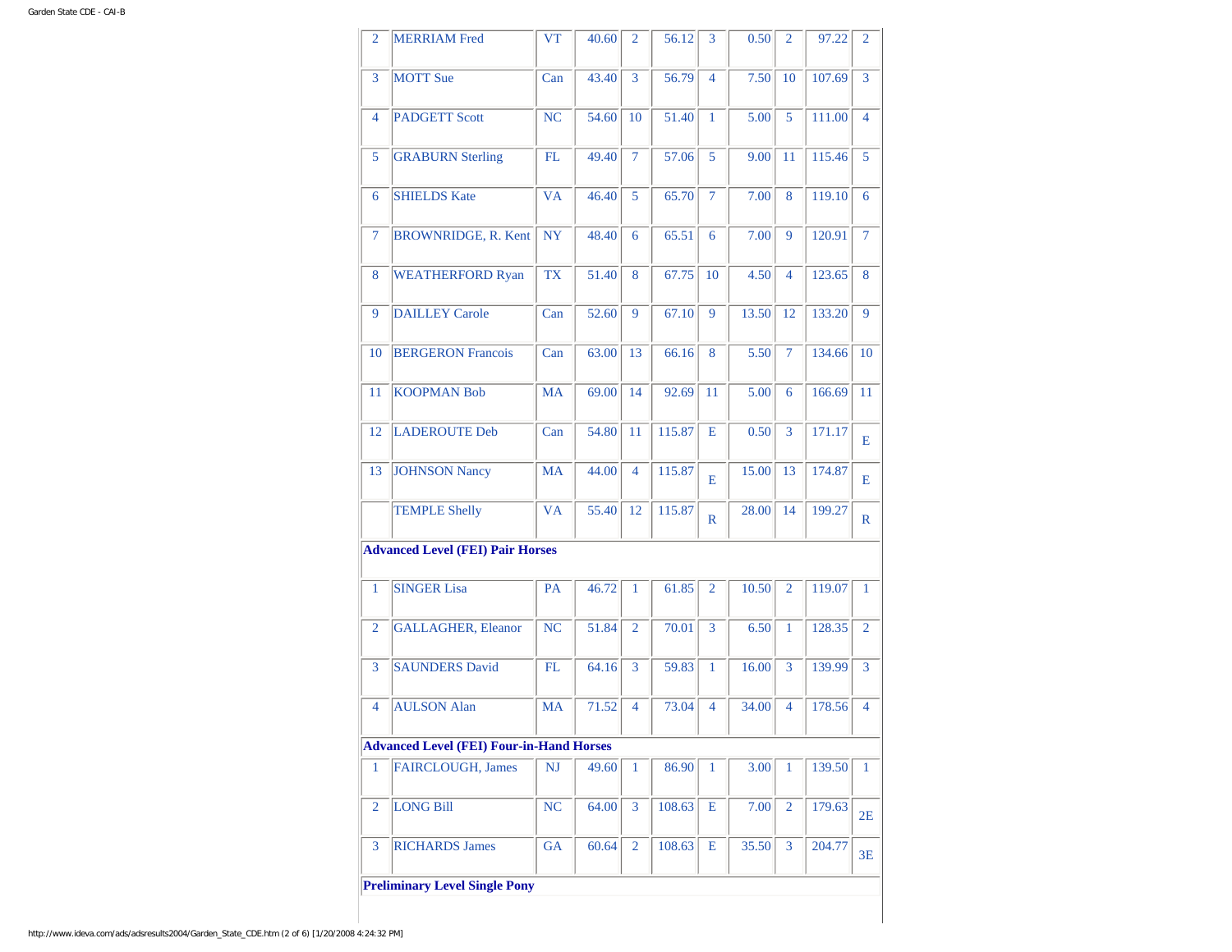| | | | | | | | | | | |
|---|---|---|---|---|---|---|---|---|---|---|
| 2 | MERRIAM Fred | VT | 40.60 | 2 | 56.12 | 3 | 0.50 | 2 | 97.22 | 2 |
| 3 | MOTT Sue | Can | 43.40 | 3 | 56.79 | 4 | 7.50 | 10 | 107.69 | 3 |
| 4 | PADGETT Scott | NC | 54.60 | 10 | 51.40 | 1 | 5.00 | 5 | 111.00 | 4 |
| 5 | GRABURN Sterling | FL | 49.40 | 7 | 57.06 | 5 | 9.00 | 11 | 115.46 | 5 |
| 6 | SHIELDS Kate | VA | 46.40 | 5 | 65.70 | 7 | 7.00 | 8 | 119.10 | 6 |
| 7 | BROWNRIDGE, R. Kent | NY | 48.40 | 6 | 65.51 | 6 | 7.00 | 9 | 120.91 | 7 |
| 8 | WEATHERFORD Ryan | TX | 51.40 | 8 | 67.75 | 10 | 4.50 | 4 | 123.65 | 8 |
| 9 | DAILLEY Carole | Can | 52.60 | 9 | 67.10 | 9 | 13.50 | 12 | 133.20 | 9 |
| 10 | BERGERON Francois | Can | 63.00 | 13 | 66.16 | 8 | 5.50 | 7 | 134.66 | 10 |
| 11 | KOOPMAN Bob | MA | 69.00 | 14 | 92.69 | 11 | 5.00 | 6 | 166.69 | 11 |
| 12 | LADEROUTE Deb | Can | 54.80 | 11 | 115.87 | E | 0.50 | 3 | 171.17 | E |
| 13 | JOHNSON Nancy | MA | 44.00 | 4 | 115.87 | E | 15.00 | 13 | 174.87 | E |
| | TEMPLE Shelly | VA | 55.40 | 12 | 115.87 | R | 28.00 | 14 | 199.27 | R |

**Advanced Level (FEI) Pair Horses**

| | | | | | | | | | | |
|---|---|---|---|---|---|---|---|---|---|---|
| 1 | SINGER Lisa | PA | 46.72 | 1 | 61.85 | 2 | 10.50 | 2 | 119.07 | 1 |
| 2 | GALLAGHER, Eleanor | NC | 51.84 | 2 | 70.01 | 3 | 6.50 | 1 | 128.35 | 2 |
| 3 | SAUNDERS David | FL | 64.16 | 3 | 59.83 | 1 | 16.00 | 3 | 139.99 | 3 |
| 4 | AULSON Alan | MA | 71.52 | 4 | 73.04 | 4 | 34.00 | 4 | 178.56 | 4 |

**Advanced Level (FEI) Four-in-Hand Horses**

| | | | | | | | | | | |
|---|---|---|---|---|---|---|---|---|---|---|
| 1 | FAIRCLOUGH, James | NJ | 49.60 | 1 | 86.90 | 1 | 3.00 | 1 | 139.50 | 1 |
| 2 | LONG Bill | NC | 64.00 | 3 | 108.63 | E | 7.00 | 2 | 179.63 | 2E |
| 3 | RICHARDS James | GA | 60.64 | 2 | 108.63 | E | 35.50 | 3 | 204.77 | 3E |

**Preliminary Level Single Pony**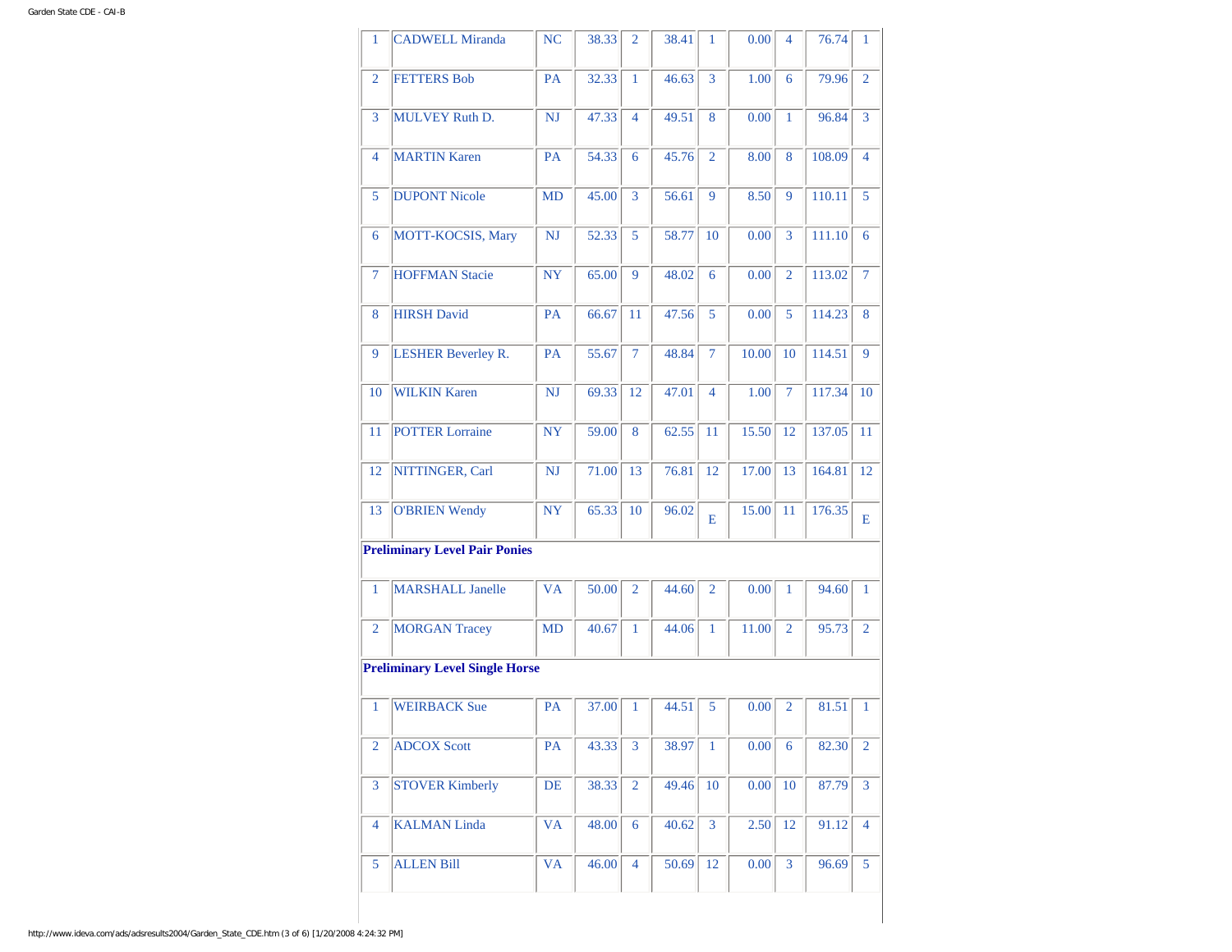| | | | | | | | | | | |
|---|---|---|---|---|---|---|---|---|---|---|
| 1 | CADWELL Miranda | NC | 38.33 | 2 | 38.41 | 1 | 0.00 | 4 | 76.74 | 1 |
| 2 | FETTERS Bob | PA | 32.33 | 1 | 46.63 | 3 | 1.00 | 6 | 79.96 | 2 |
| 3 | MULVEY Ruth D. | NJ | 47.33 | 4 | 49.51 | 8 | 0.00 | 1 | 96.84 | 3 |
| 4 | MARTIN Karen | PA | 54.33 | 6 | 45.76 | 2 | 8.00 | 8 | 108.09 | 4 |
| 5 | DUPONT Nicole | MD | 45.00 | 3 | 56.61 | 9 | 8.50 | 9 | 110.11 | 5 |
| 6 | MOTT-KOCSIS, Mary | NJ | 52.33 | 5 | 58.77 | 10 | 0.00 | 3 | 111.10 | 6 |
| 7 | HOFFMAN Stacie | NY | 65.00 | 9 | 48.02 | 6 | 0.00 | 2 | 113.02 | 7 |
| 8 | HIRSH David | PA | 66.67 | 11 | 47.56 | 5 | 0.00 | 5 | 114.23 | 8 |
| 9 | LESHER Beverley R. | PA | 55.67 | 7 | 48.84 | 7 | 10.00 | 10 | 114.51 | 9 |
| 10 | WILKIN Karen | NJ | 69.33 | 12 | 47.01 | 4 | 1.00 | 7 | 117.34 | 10 |
| 11 | POTTER Lorraine | NY | 59.00 | 8 | 62.55 | 11 | 15.50 | 12 | 137.05 | 11 |
| 12 | NITTINGER, Carl | NJ | 71.00 | 13 | 76.81 | 12 | 17.00 | 13 | 164.81 | 12 |
| 13 | O'BRIEN Wendy | NY | 65.33 | 10 | 96.02 | E | 15.00 | 11 | 176.35 | E |

**Preliminary Level Pair Ponies**

| | | | | | | | | | | |
|---|---|---|---|---|---|---|---|---|---|---|
| 1 | MARSHALL Janelle | VA | 50.00 | 2 | 44.60 | 2 | 0.00 | 1 | 94.60 | 1 |
| 2 | MORGAN Tracey | MD | 40.67 | 1 | 44.06 | 1 | 11.00 | 2 | 95.73 | 2 |

**Preliminary Level Single Horse**

| | | | | | | | | | | |
|---|---|---|---|---|---|---|---|---|---|---|
| 1 | WEIRBACK Sue | PA | 37.00 | 1 | 44.51 | 5 | 0.00 | 2 | 81.51 | 1 |
| 2 | ADCOX Scott | PA | 43.33 | 3 | 38.97 | 1 | 0.00 | 6 | 82.30 | 2 |
| 3 | STOVER Kimberly | DE | 38.33 | 2 | 49.46 | 10 | 0.00 | 10 | 87.79 | 3 |
| 4 | KALMAN Linda | VA | 48.00 | 6 | 40.62 | 3 | 2.50 | 12 | 91.12 | 4 |
| 5 | ALLEN Bill | VA | 46.00 | 4 | 50.69 | 12 | 0.00 | 3 | 96.69 | 5 |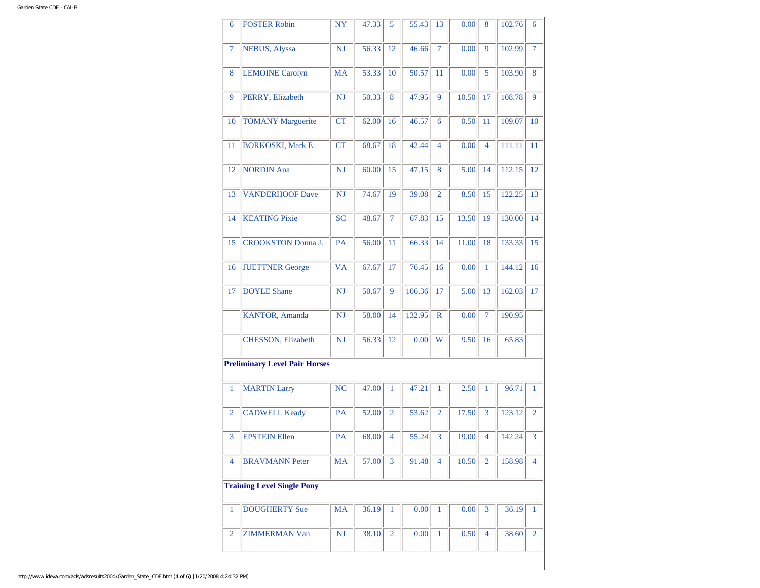| | | | | | | | | | | |
|---|---|---|---|---|---|---|---|---|---|---|
| 6 | FOSTER Robin | NY | 47.33 | 5 | 55.43 | 13 | 0.00 | 8 | 102.76 | 6 |
| 7 | NEBUS, Alyssa | NJ | 56.33 | 12 | 46.66 | 7 | 0.00 | 9 | 102.99 | 7 |
| 8 | LEMOINE Carolyn | MA | 53.33 | 10 | 50.57 | 11 | 0.00 | 5 | 103.90 | 8 |
| 9 | PERRY, Elizabeth | NJ | 50.33 | 8 | 47.95 | 9 | 10.50 | 17 | 108.78 | 9 |
| 10 | TOMANY Marguerite | CT | 62.00 | 16 | 46.57 | 6 | 0.50 | 11 | 109.07 | 10 |
| 11 | BORKOSKI, Mark E. | CT | 68.67 | 18 | 42.44 | 4 | 0.00 | 4 | 111.11 | 11 |
| 12 | NORDIN Ana | NJ | 60.00 | 15 | 47.15 | 8 | 5.00 | 14 | 112.15 | 12 |
| 13 | VANDERHOOF Dave | NJ | 74.67 | 19 | 39.08 | 2 | 8.50 | 15 | 122.25 | 13 |
| 14 | KEATING Pixie | SC | 48.67 | 7 | 67.83 | 15 | 13.50 | 19 | 130.00 | 14 |
| 15 | CROOKSTON Donna J. | PA | 56.00 | 11 | 66.33 | 14 | 11.00 | 18 | 133.33 | 15 |
| 16 | JUETTNER George | VA | 67.67 | 17 | 76.45 | 16 | 0.00 | 1 | 144.12 | 16 |
| 17 | DOYLE Shane | NJ | 50.67 | 9 | 106.36 | 17 | 5.00 | 13 | 162.03 | 17 |
| | KANTOR, Amanda | NJ | 58.00 | 14 | 132.95 | R | 0.00 | 7 | 190.95 | |
| | CHESSON, Elizabeth | NJ | 56.33 | 12 | 0.00 | W | 9.50 | 16 | 65.83 | |
| **Preliminary Level Pair Horses** | | | | | | | | | | |
| 1 | MARTIN Larry | NC | 47.00 | 1 | 47.21 | 1 | 2.50 | 1 | 96.71 | 1 |
| 2 | CADWELL Keady | PA | 52.00 | 2 | 53.62 | 2 | 17.50 | 3 | 123.12 | 2 |
| 3 | EPSTEIN Ellen | PA | 68.00 | 4 | 55.24 | 3 | 19.00 | 4 | 142.24 | 3 |
| 4 | BRAVMANN Peter | MA | 57.00 | 3 | 91.48 | 4 | 10.50 | 2 | 158.98 | 4 |
| **Training Level Single Pony** | | | | | | | | | | |
| 1 | DOUGHERTY Sue | MA | 36.19 | 1 | 0.00 | 1 | 0.00 | 3 | 36.19 | 1 |
| 2 | ZIMMERMAN Van | NJ | 38.10 | 2 | 0.00 | 1 | 0.50 | 4 | 38.60 | 2 |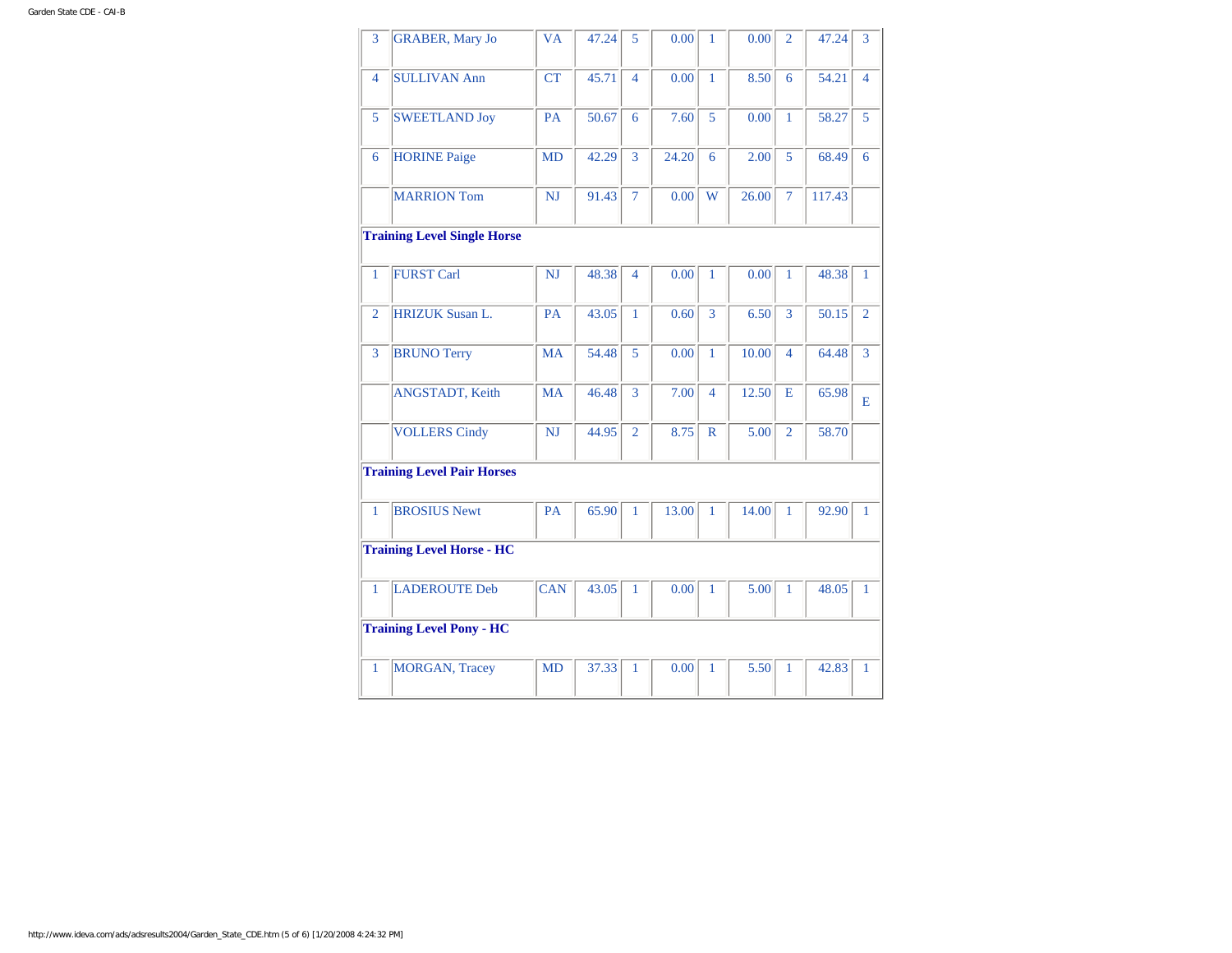| | | | | | | | | | | |
|---|---|---|---|---|---|---|---|---|---|---|
| 3 | GRABER, Mary Jo | VA | 47.24 | 5 | 0.00 | 1 | 0.00 | 2 | 47.24 | 3 |
| 4 | SULLIVAN Ann | CT | 45.71 | 4 | 0.00 | 1 | 8.50 | 6 | 54.21 | 4 |
| 5 | SWEETLAND Joy | PA | 50.67 | 6 | 7.60 | 5 | 0.00 | 1 | 58.27 | 5 |
| 6 | HORINE Paige | MD | 42.29 | 3 | 24.20 | 6 | 2.00 | 5 | 68.49 | 6 |
| | MARRION Tom | NJ | 91.43 | 7 | 0.00 | W | 26.00 | 7 | 117.43 | |
| **Training Level Single Horse** | | | | | | | | | | |
| 1 | FURST Carl | NJ | 48.38 | 4 | 0.00 | 1 | 0.00 | 1 | 48.38 | 1 |
| 2 | HRIZUK Susan L. | PA | 43.05 | 1 | 0.60 | 3 | 6.50 | 3 | 50.15 | 2 |
| 3 | BRUNO Terry | MA | 54.48 | 5 | 0.00 | 1 | 10.00 | 4 | 64.48 | 3 |
| | ANGSTADT, Keith | MA | 46.48 | 3 | 7.00 | 4 | 12.50 | E | 65.98 | E |
| | VOLLERS Cindy | NJ | 44.95 | 2 | 8.75 | R | 5.00 | 2 | 58.70 | |
| **Training Level Pair Horses** | | | | | | | | | | |
| 1 | BROSIUS Newt | PA | 65.90 | 1 | 13.00 | 1 | 14.00 | 1 | 92.90 | 1 |
| **Training Level Horse - HC** | | | | | | | | | | |
| 1 | LADEROUTE Deb | CAN | 43.05 | 1 | 0.00 | 1 | 5.00 | 1 | 48.05 | 1 |
| **Training Level Pony - HC** | | | | | | | | | | |
| 1 | MORGAN, Tracey | MD | 37.33 | 1 | 0.00 | 1 | 5.50 | 1 | 42.83 | 1 |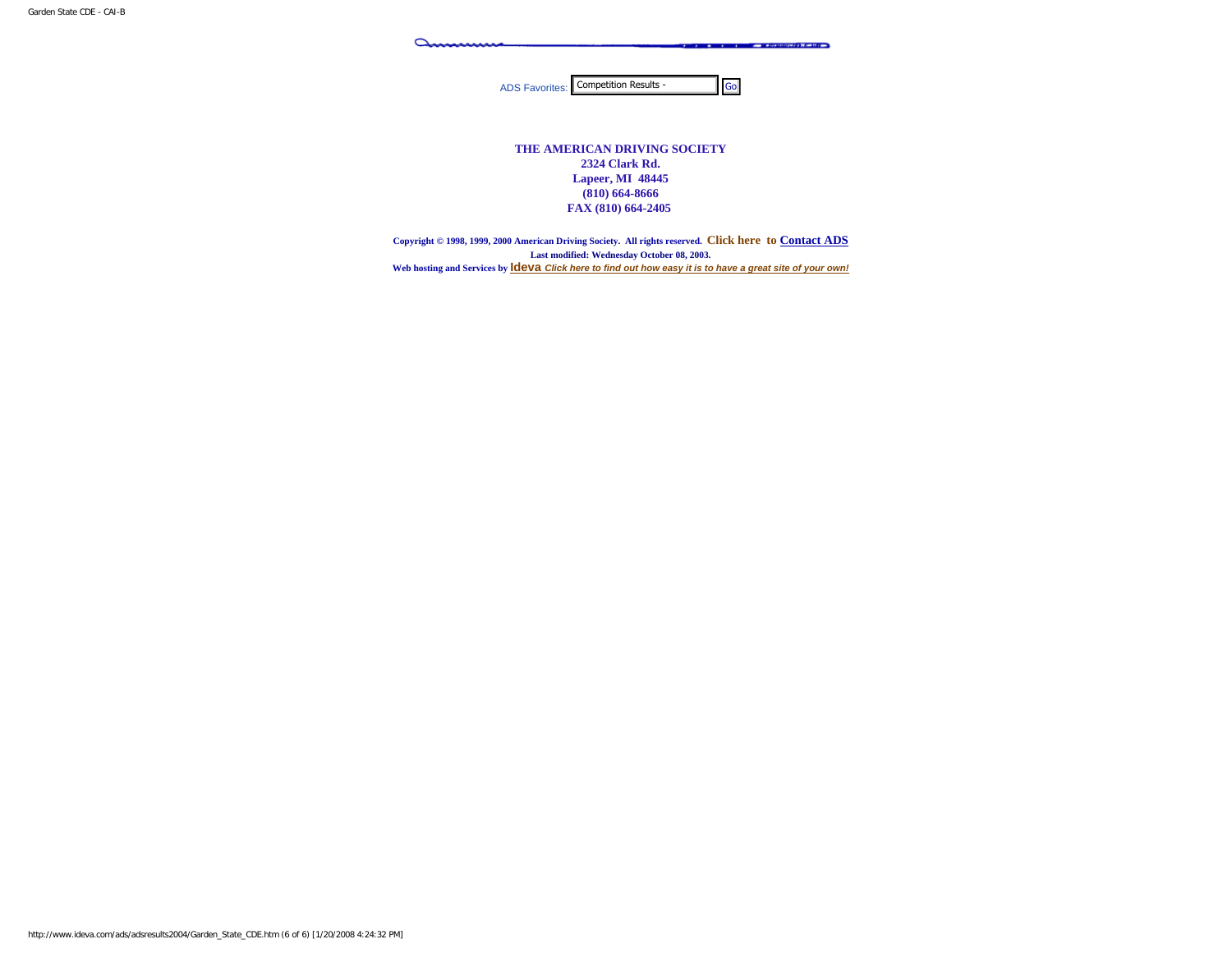ADS Favorites: Competition Results - Go

**THE AMERICAN DRIVING SOCIETY**
**2324 Clark Rd.**
**Lapeer, MI 48445**
**(810) 664-8666**
**FAX (810) 664-2405**

**Copyright © 1998, 1999, 2000 American Driving Society. All rights reserved.** **Click here to Contact ADS**
**Last modified: Wednesday October 08, 2003.**
**Web hosting and Services by Ideva** ***Click here to find out how easy it is to have a great site of your own!***